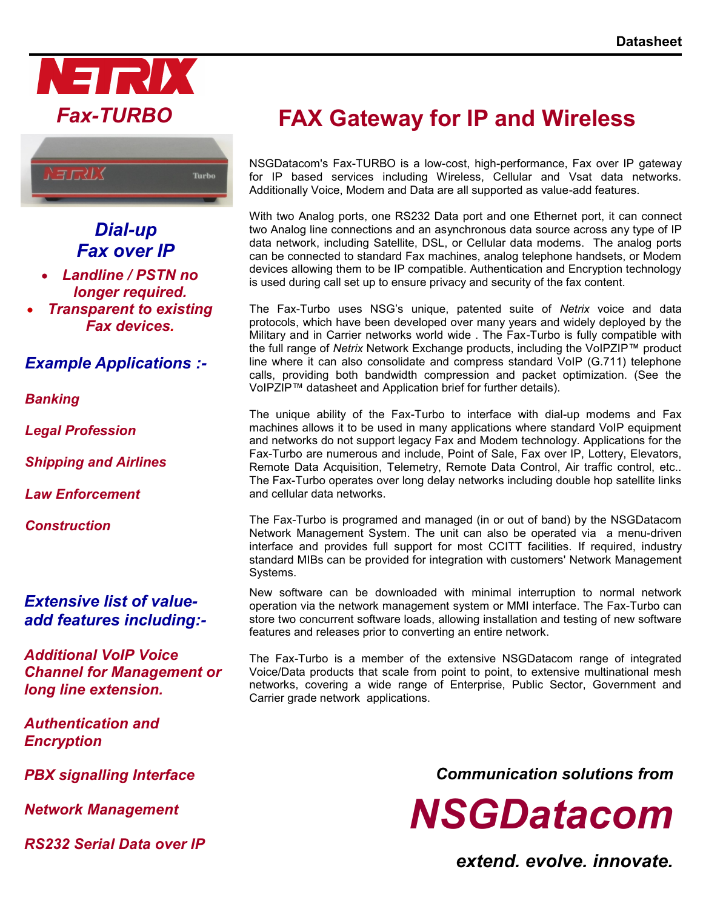Datasheet

# NETRIX

## Fax-TURBO

# FAX Gateway for IP and Wireless

### *Dial-up Fax over IP*

- ***Landline / PSTN no longer required.***
- ***Transparent to existing Fax devices.***

### *Example Applications :-*

***Banking***

***Legal Profession***

***Shipping and Airlines***

***Law Enforcement***

***Construction***

### *Extensive list of value-add features including:-*

***Additional VoIP Voice Channel for Management or long line extension.***

***Authentication and Encryption***

***PBX signalling Interface***

***Network Management***

***RS232 Serial Data over IP***

NSGDatacom's Fax-TURBO is a low-cost, high-performance, Fax over IP gateway for IP based services including Wireless, Cellular and Vsat data networks. Additionally Voice, Modem and Data are all supported as value-add features.

With two Analog ports, one RS232 Data port and one Ethernet port, it can connect two Analog line connections and an asynchronous data source across any type of IP data network, including Satellite, DSL, or Cellular data modems. The analog ports can be connected to standard Fax machines, analog telephone handsets, or Modem devices allowing them to be IP compatible. Authentication and Encryption technology is used during call set up to ensure privacy and security of the fax content.

The Fax-Turbo uses NSG's unique, patented suite of *Netrix* voice and data protocols, which have been developed over many years and widely deployed by the Military and in Carrier networks world wide . The Fax-Turbo is fully compatible with the full range of *Netrix* Network Exchange products, including the VoIPZIP™ product line where it can also consolidate and compress standard VoIP (G.711) telephone calls, providing both bandwidth compression and packet optimization. (See the VoIPZIP™ datasheet and Application brief for further details).

The unique ability of the Fax-Turbo to interface with dial-up modems and Fax machines allows it to be used in many applications where standard VoIP equipment and networks do not support legacy Fax and Modem technology. Applications for the Fax-Turbo are numerous and include, Point of Sale, Fax over IP, Lottery, Elevators, Remote Data Acquisition, Telemetry, Remote Data Control, Air traffic control, etc.. The Fax-Turbo operates over long delay networks including double hop satellite links and cellular data networks.

The Fax-Turbo is programed and managed (in or out of band) by the NSGDatacom Network Management System. The unit can also be operated via a menu-driven interface and provides full support for most CCITT facilities. If required, industry standard MIBs can be provided for integration with customers' Network Management Systems.

New software can be downloaded with minimal interruption to normal network operation via the network management system or MMI interface. The Fax-Turbo can store two concurrent software loads, allowing installation and testing of new software features and releases prior to converting an entire network.

The Fax-Turbo is a member of the extensive NSGDatacom range of integrated Voice/Data products that scale from point to point, to extensive multinational mesh networks, covering a wide range of Enterprise, Public Sector, Government and Carrier grade network applications.

***Communication solutions from***

# *NSGDatacom*

***extend. evolve. innovate.***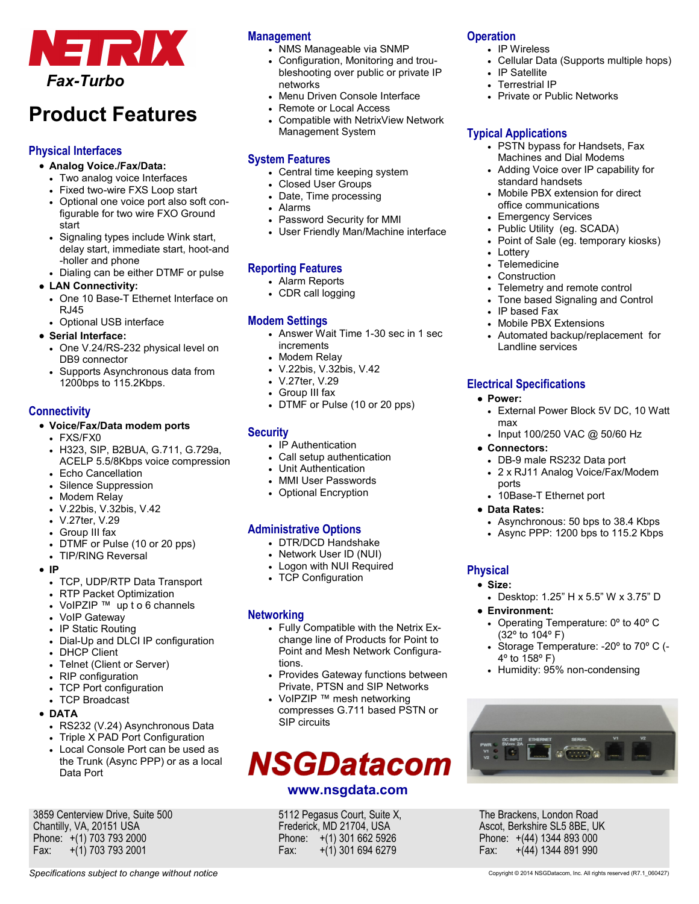# NETRIX

*Fax-Turbo*

# Product Features

## Physical Interfaces

- **Analog Voice./Fax/Data:**
  - Two analog voice Interfaces
  - Fixed two-wire FXS Loop start
  - Optional one voice port also soft configurable for two wire FXO Ground start
  - Signaling types include Wink start, delay start, immediate start, hoot-and-holler and phone
  - Dialing can be either DTMF or pulse
- **LAN Connectivity:**
  - One 10 Base-T Ethernet Interface on RJ45
  - Optional USB interface
- **Serial Interface:**
  - One V.24/RS-232 physical level on DB9 connector
  - Supports Asynchronous data from 1200bps to 115.2Kbps.

## Connectivity

- **Voice/Fax/Data modem ports**
  - FXS/FX0
  - H323, SIP, B2BUA, G.711, G.729a, ACELP 5.5/8Kbps voice compression
  - Echo Cancellation
  - Silence Suppression
  - Modem Relay
  - V.22bis, V.32bis, V.42
  - V.27ter, V.29
  - Group III fax
  - DTMF or Pulse (10 or 20 pps)
  - TIP/RING Reversal
- **IP**
  - TCP, UDP/RTP Data Transport
  - RTP Packet Optimization
  - VoIPZIP ™ up t o 6 channels
  - VoIP Gateway
  - IP Static Routing
  - Dial-Up and DLCI IP configuration
  - DHCP Client
  - Telnet (Client or Server)
  - RIP configuration
  - TCP Port configuration
  - TCP Broadcast
- **DATA**
  - RS232 (V.24) Asynchronous Data
  - Triple X PAD Port Configuration
  - Local Console Port can be used as the Trunk (Async PPP) or as a local Data Port

## Management

- NMS Manageable via SNMP
- Configuration, Monitoring and troubleshooting over public or private IP networks
- Menu Driven Console Interface
- Remote or Local Access
- Compatible with NetrixView Network Management System

## System Features

- Central time keeping system
- Closed User Groups
- Date, Time processing
- Alarms
- Password Security for MMI
- User Friendly Man/Machine interface

## Reporting Features

- Alarm Reports
- CDR call logging

## Modem Settings

- Answer Wait Time 1-30 sec in 1 sec increments
- Modem Relay
- V.22bis, V.32bis, V.42
- V.27ter, V.29
- Group III fax
- DTMF or Pulse (10 or 20 pps)

## Security

- IP Authentication
- Call setup authentication
- Unit Authentication
- MMI User Passwords
- Optional Encryption

## Administrative Options

- DTR/DCD Handshake
- Network User ID (NUI)
- Logon with NUI Required
- TCP Configuration

## Networking

- Fully Compatible with the Netrix Exchange line of Products for Point to Point and Mesh Network Configurations.
- Provides Gateway functions between Private, PTSN and SIP Networks
- VoIPZIP ™ mesh networking compresses G.711 based PSTN or SIP circuits

## Operation

- IP Wireless
- Cellular Data (Supports multiple hops)
- IP Satellite
- Terrestrial IP
- Private or Public Networks

## Typical Applications

- PSTN bypass for Handsets, Fax Machines and Dial Modems
- Adding Voice over IP capability for standard handsets
- Mobile PBX extension for direct office communications
- Emergency Services
- Public Utility (eg. SCADA)
- Point of Sale (eg. temporary kiosks)
- Lottery
- Telemedicine
- Construction
- Telemetry and remote control
- Tone based Signaling and Control
- IP based Fax
- Mobile PBX Extensions
- Automated backup/replacement for Landline services

## Electrical Specifications

- **Power:**
  - External Power Block 5V DC, 10 Watt max
  - Input 100/250 VAC @ 50/60 Hz
- **Connectors:**
  - DB-9 male RS232 Data port
  - 2 x RJ11 Analog Voice/Fax/Modem ports
  - 10Base-T Ethernet port
- **Data Rates:**
  - Asynchronous: 50 bps to 38.4 Kbps
  - Async PPP: 1200 bps to 115.2 Kbps

## Physical

- **Size:**
  - Desktop: 1.25” H x 5.5” W x 3.75” D
- **Environment:**
  - Operating Temperature: 0º to 40º C (32º to 104º F)
  - Storage Temperature: -20º to 70º C (-4º to 158º F)
  - Humidity: 95% non-condensing

PWR V1 V2 DC INPUT 5V⎓ 2A ETHERNET SERIAL V1 V2

**NSGDatacom**

www.nsgdata.com

3859 Centerview Drive, Suite 500
Chantilly, VA, 20151 USA
Phone: +(1) 703 793 2000
Fax: +(1) 703 793 2001

5112 Pegasus Court, Suite X,
Frederick, MD 21704, USA
Phone: +(1) 301 662 5926
Fax: +(1) 301 694 6279

The Brackens, London Road
Ascot, Berkshire SL5 8BE, UK
Phone: +(44) 1344 893 000
Fax: +(44) 1344 891 990

*Specifications subject to change without notice*

Copyright © 2014 NSGDatacom, Inc. All rights reserved (R7.1_060427)